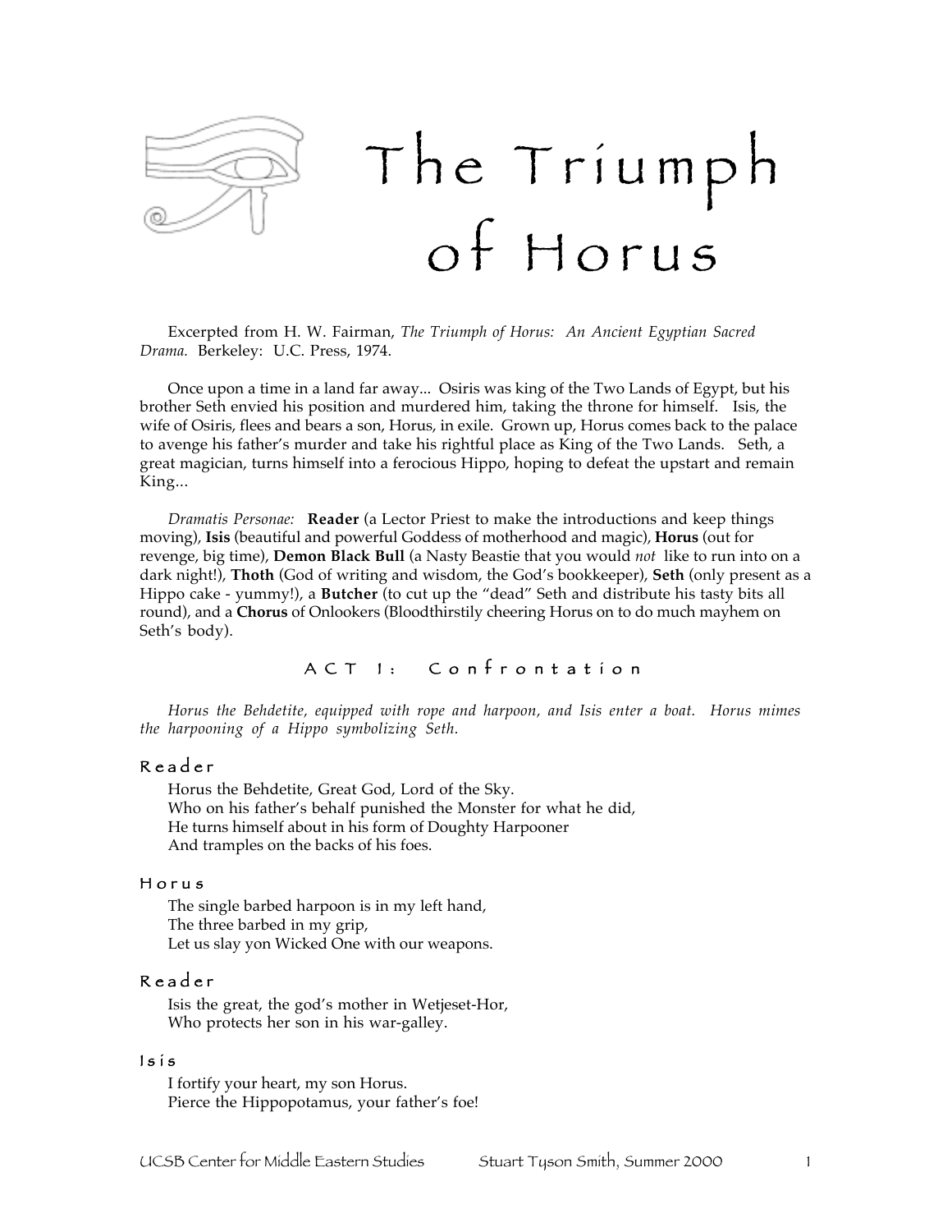# The Triumph of Horus

Excerpted from H. W. Fairman, *The Triumph of Horus: An Ancient Egyptian Sacred Drama.* Berkeley: U.C. Press, 1974.

Once upon a time in a land far away... Osiris was king of the Two Lands of Egypt, but his brother Seth envied his position and murdered him, taking the throne for himself. Isis, the wife of Osiris, flees and bears a son, Horus, in exile. Grown up, Horus comes back to the palace to avenge his father's murder and take his rightful place as King of the Two Lands. Seth, a great magician, turns himself into a ferocious Hippo, hoping to defeat the upstart and remain King...

*Dramatis Personae:* **Reader** (a Lector Priest to make the introductions and keep things moving), **Isis** (beautiful and powerful Goddess of motherhood and magic), **Horus** (out for revenge, big time), **Demon Black Bull** (a Nasty Beastie that you would *not* like to run into on a dark night!), **Thoth** (God of writing and wisdom, the God's bookkeeper), **Seth** (only present as a Hippo cake - yummy!), a **Butcher** (to cut up the "dead" Seth and distribute his tasty bits all round), and a **Chorus** of Onlookers (Bloodthirstily cheering Horus on to do much mayhem on Seth's body).

## ACT 1: Confrontation

*Horus the Behdetite, equipped with rope and harpoon, and Isis enter a boat. Horus mimes the harpooning of a Hippo symbolizing Seth.*

### Reader

Horus the Behdetite, Great God, Lord of the Sky.
Who on his father's behalf punished the Monster for what he did,
He turns himself about in his form of Doughty Harpooner
And tramples on the backs of his foes.

### Horus

The single barbed harpoon is in my left hand,
The three barbed in my grip,
Let us slay yon Wicked One with our weapons.

### Reader

Isis the great, the god's mother in Wetjeset-Hor,
Who protects her son in his war-galley.

### Isis

I fortify your heart, my son Horus.
Pierce the Hippopotamus, your father's foe!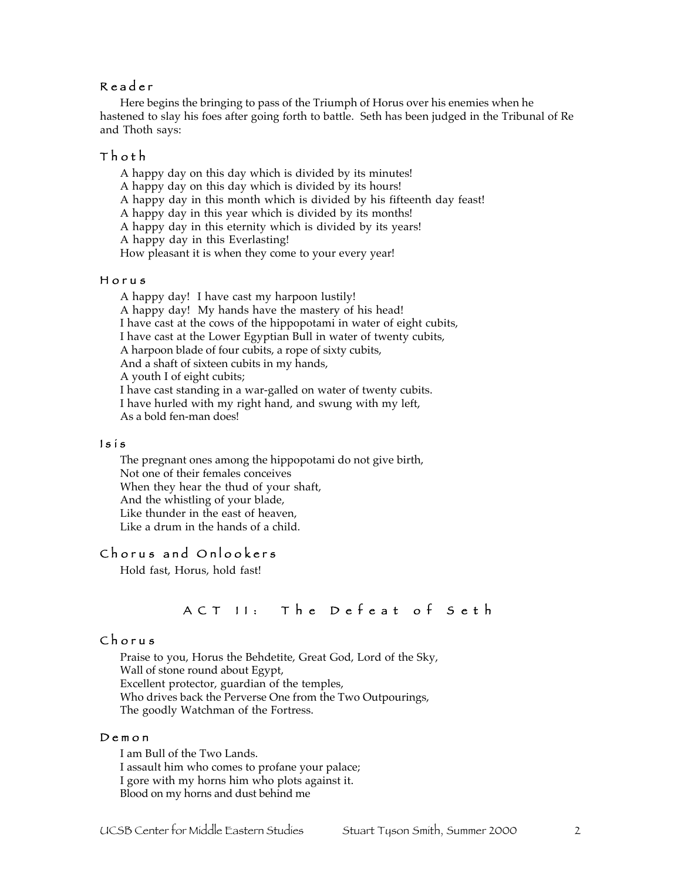### Reader

Here begins the bringing to pass of the Triumph of Horus over his enemies when he hastened to slay his foes after going forth to battle. Seth has been judged in the Tribunal of Re and Thoth says:

### Thoth

A happy day on this day which is divided by its minutes!  
A happy day on this day which is divided by its hours!  
A happy day in this month which is divided by his fifteenth day feast!  
A happy day in this year which is divided by its months!  
A happy day in this eternity which is divided by its years!  
A happy day in this Everlasting!  
How pleasant it is when they come to your every year!

### Horus

A happy day! I have cast my harpoon lustily!  
A happy day! My hands have the mastery of his head!  
I have cast at the cows of the hippopotami in water of eight cubits,  
I have cast at the Lower Egyptian Bull in water of twenty cubits,  
A harpoon blade of four cubits, a rope of sixty cubits,  
And a shaft of sixteen cubits in my hands,  
A youth I of eight cubits;  
I have cast standing in a war-galled on water of twenty cubits.  
I have hurled with my right hand, and swung with my left,  
As a bold fen-man does!

### Isis

The pregnant ones among the hippopotami do not give birth,  
Not one of their females conceives  
When they hear the thud of your shaft,  
And the whistling of your blade,  
Like thunder in the east of heaven,  
Like a drum in the hands of a child.

### Chorus and Onlookers

Hold fast, Horus, hold fast!

## ACT II: The Defeat of Seth

### Chorus

Praise to you, Horus the Behdetite, Great God, Lord of the Sky,  
Wall of stone round about Egypt,  
Excellent protector, guardian of the temples,  
Who drives back the Perverse One from the Two Outpourings,  
The goodly Watchman of the Fortress.

### Demon

I am Bull of the Two Lands.  
I assault him who comes to profane your palace;  
I gore with my horns him who plots against it.  
Blood on my horns and dust behind me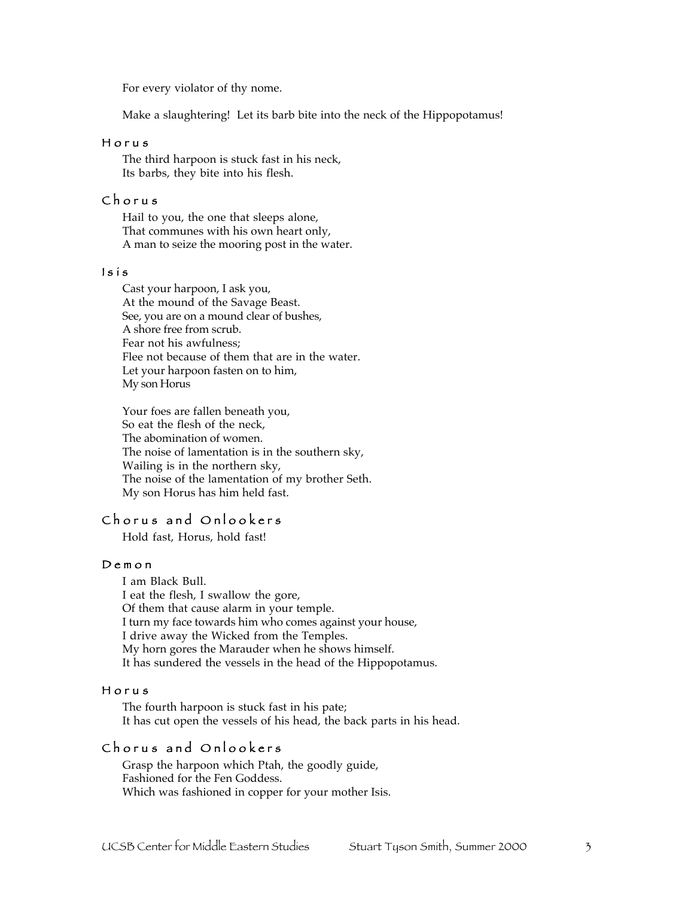For every violator of thy nome.

Make a slaughtering! Let its barb bite into the neck of the Hippopotamus!

### Horus

The third harpoon is stuck fast in his neck,
Its barbs, they bite into his flesh.

### Chorus

Hail to you, the one that sleeps alone,
That communes with his own heart only,
A man to seize the mooring post in the water.

### Isis

Cast your harpoon, I ask you,
At the mound of the Savage Beast.
See, you are on a mound clear of bushes,
A shore free from scrub.
Fear not his awfulness;
Flee not because of them that are in the water.
Let your harpoon fasten on to him,
My son Horus

Your foes are fallen beneath you,
So eat the flesh of the neck,
The abomination of women.
The noise of lamentation is in the southern sky,
Wailing is in the northern sky,
The noise of the lamentation of my brother Seth.
My son Horus has him held fast.

### Chorus and Onlookers

Hold fast, Horus, hold fast!

### Demon

I am Black Bull.
I eat the flesh, I swallow the gore,
Of them that cause alarm in your temple.
I turn my face towards him who comes against your house,
I drive away the Wicked from the Temples.
My horn gores the Marauder when he shows himself.
It has sundered the vessels in the head of the Hippopotamus.

### Horus

The fourth harpoon is stuck fast in his pate;
It has cut open the vessels of his head, the back parts in his head.

### Chorus and Onlookers

Grasp the harpoon which Ptah, the goodly guide,
Fashioned for the Fen Goddess.
Which was fashioned in copper for your mother Isis.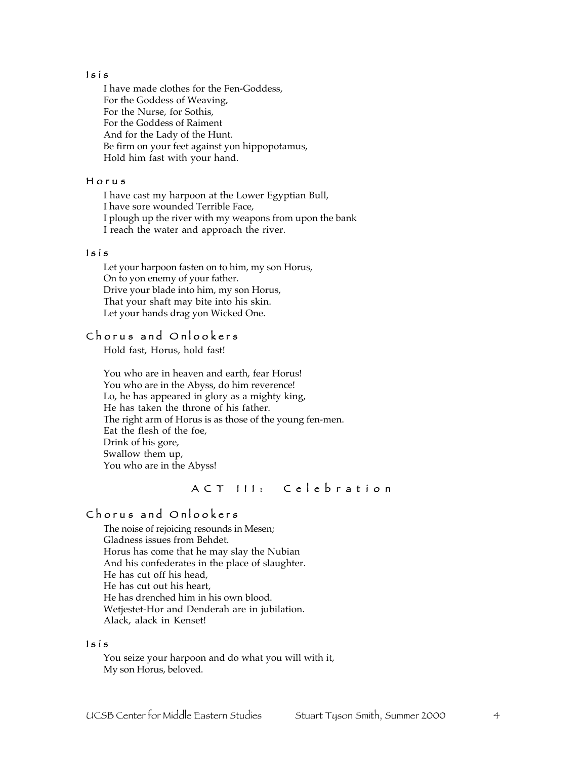### Isis

I have made clothes for the Fen-Goddess,
For the Goddess of Weaving,
For the Nurse, for Sothis,
For the Goddess of Raiment
And for the Lady of the Hunt.
Be firm on your feet against yon hippopotamus,
Hold him fast with your hand.

### Horus

I have cast my harpoon at the Lower Egyptian Bull,
I have sore wounded Terrible Face,
I plough up the river with my weapons from upon the bank
I reach the water and approach the river.

### Isis

Let your harpoon fasten on to him, my son Horus,
On to yon enemy of your father.
Drive your blade into him, my son Horus,
That your shaft may bite into his skin.
Let your hands drag yon Wicked One.

### Chorus and Onlookers

Hold fast, Horus, hold fast!

You who are in heaven and earth, fear Horus!
You who are in the Abyss, do him reverence!
Lo, he has appeared in glory as a mighty king,
He has taken the throne of his father.
The right arm of Horus is as those of the young fen-men.
Eat the flesh of the foe,
Drink of his gore,
Swallow them up,
You who are in the Abyss!

## ACT III: Celebration

### Chorus and Onlookers

The noise of rejoicing resounds in Mesen;
Gladness issues from Behdet.
Horus has come that he may slay the Nubian
And his confederates in the place of slaughter.
He has cut off his head,
He has cut out his heart,
He has drenched him in his own blood.
Wetjestet-Hor and Denderah are in jubilation.
Alack, alack in Kenset!

### Isis

You seize your harpoon and do what you will with it,
My son Horus, beloved.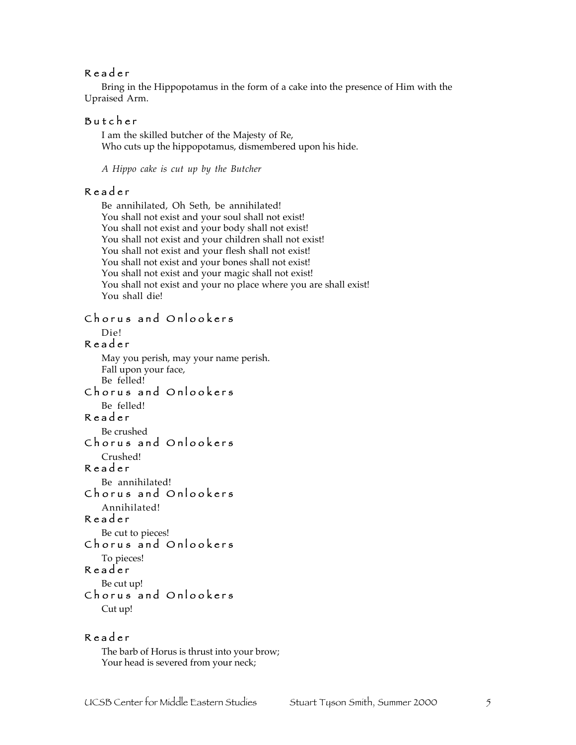Reader

Bring in the Hippopotamus in the form of a cake into the presence of Him with the Upraised Arm.

Butcher

I am the skilled butcher of the Majesty of Re,
Who cuts up the hippopotamus, dismembered upon his hide.

*A Hippo cake is cut up by the Butcher*

Reader

Be annihilated, Oh Seth, be annihilated!
You shall not exist and your soul shall not exist!
You shall not exist and your body shall not exist!
You shall not exist and your children shall not exist!
You shall not exist and your flesh shall not exist!
You shall not exist and your bones shall not exist!
You shall not exist and your magic shall not exist!
You shall not exist and your no place where you are shall exist!
You shall die!

Chorus and Onlookers

Die!

Reader

May you perish, may your name perish.
Fall upon your face,
Be felled!

Chorus and Onlookers

Be felled!

Reader

Be crushed

Chorus and Onlookers

Crushed!

Reader

Be annihilated!

Chorus and Onlookers

Annihilated!

Reader

Be cut to pieces!

Chorus and Onlookers

To pieces!

Reader

Be cut up!

Chorus and Onlookers

Cut up!

Reader

The barb of Horus is thrust into your brow;
Your head is severed from your neck;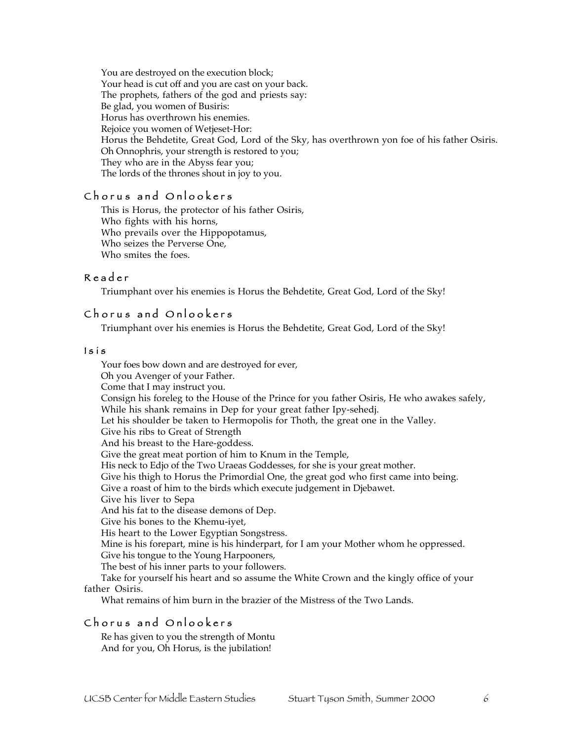You are destroyed on the execution block;
Your head is cut off and you are cast on your back.
The prophets, fathers of the god and priests say:
Be glad, you women of Busiris:
Horus has overthrown his enemies.
Rejoice you women of Wetjeset-Hor:
Horus the Behdetite, Great God, Lord of the Sky, has overthrown yon foe of his father Osiris.
Oh Onnophris, your strength is restored to you;
They who are in the Abyss fear you;
The lords of the thrones shout in joy to you.

### Chorus and Onlookers

This is Horus, the protector of his father Osiris,
Who fights with his horns,
Who prevails over the Hippopotamus,
Who seizes the Perverse One,
Who smites the foes.

### Reader

Triumphant over his enemies is Horus the Behdetite, Great God, Lord of the Sky!

### Chorus and Onlookers

Triumphant over his enemies is Horus the Behdetite, Great God, Lord of the Sky!

### Isis

Your foes bow down and are destroyed for ever,
Oh you Avenger of your Father.
Come that I may instruct you.
Consign his foreleg to the House of the Prince for you father Osiris, He who awakes safely,
While his shank remains in Dep for your great father Ipy-sehedj.
Let his shoulder be taken to Hermopolis for Thoth, the great one in the Valley.
Give his ribs to Great of Strength
And his breast to the Hare-goddess.
Give the great meat portion of him to Knum in the Temple,
His neck to Edjo of the Two Uraeas Goddesses, for she is your great mother.
Give his thigh to Horus the Primordial One, the great god who first came into being.
Give a roast of him to the birds which execute judgement in Djebawet.
Give his liver to Sepa
And his fat to the disease demons of Dep.
Give his bones to the Khemu-iyet,
His heart to the Lower Egyptian Songstress.
Mine is his forepart, mine is his hinderpart, for I am your Mother whom he oppressed.
Give his tongue to the Young Harpooners,
The best of his inner parts to your followers.
Take for yourself his heart and so assume the White Crown and the kingly office of your father Osiris.
What remains of him burn in the brazier of the Mistress of the Two Lands.

### Chorus and Onlookers

Re has given to you the strength of Montu
And for you, Oh Horus, is the jubilation!